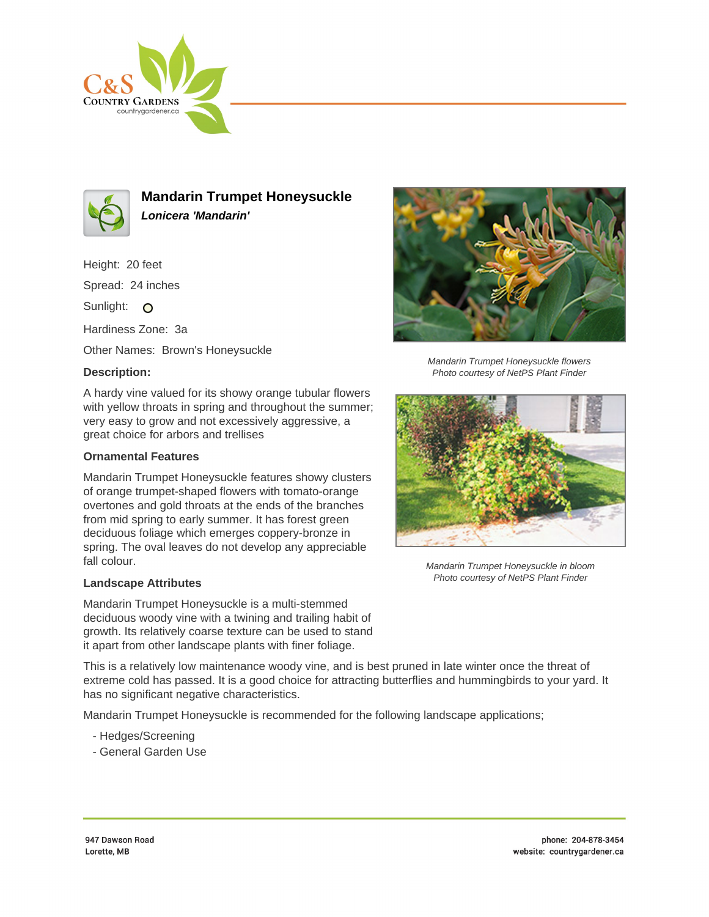# Mandarin Trumpet Honeysuckle

***Lonicera 'Mandarin'***

Height: 20 feet

Spread: 24 inches

Sunlight: O

Hardiness Zone: 3a

Other Names: Brown's Honeysuckle

### Description:

A hardy vine valued for its showy orange tubular flowers with yellow throats in spring and throughout the summer; very easy to grow and not excessively aggressive, a great choice for arbors and trellises

### Ornamental Features

Mandarin Trumpet Honeysuckle features showy clusters of orange trumpet-shaped flowers with tomato-orange overtones and gold throats at the ends of the branches from mid spring to early summer. It has forest green deciduous foliage which emerges coppery-bronze in spring. The oval leaves do not develop any appreciable fall colour.

### Landscape Attributes

Mandarin Trumpet Honeysuckle is a multi-stemmed deciduous woody vine with a twining and trailing habit of growth. Its relatively coarse texture can be used to stand it apart from other landscape plants with finer foliage.

This is a relatively low maintenance woody vine, and is best pruned in late winter once the threat of extreme cold has passed. It is a good choice for attracting butterflies and hummingbirds to your yard. It has no significant negative characteristics.

Mandarin Trumpet Honeysuckle is recommended for the following landscape applications;

- Hedges/Screening
- General Garden Use

*Mandarin Trumpet Honeysuckle flowers*
*Photo courtesy of NetPS Plant Finder*

*Mandarin Trumpet Honeysuckle in bloom*
*Photo courtesy of NetPS Plant Finder*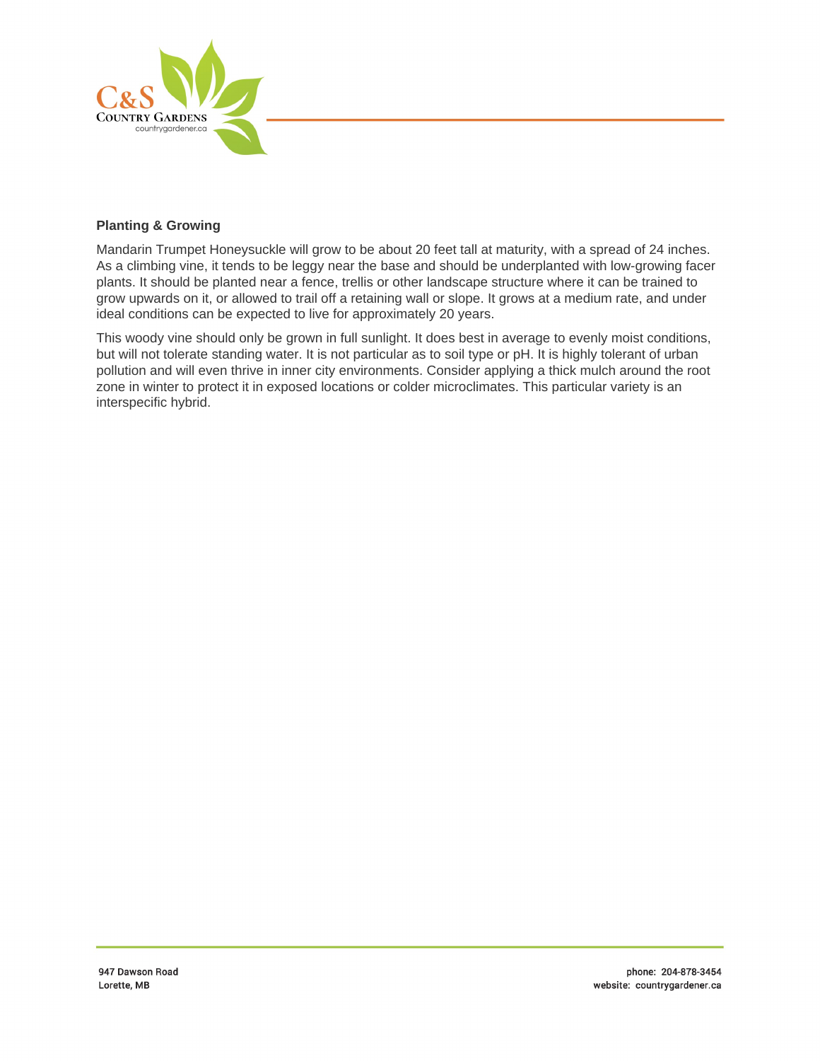**Planting & Growing**

Mandarin Trumpet Honeysuckle will grow to be about 20 feet tall at maturity, with a spread of 24 inches. As a climbing vine, it tends to be leggy near the base and should be underplanted with low-growing facer plants. It should be planted near a fence, trellis or other landscape structure where it can be trained to grow upwards on it, or allowed to trail off a retaining wall or slope. It grows at a medium rate, and under ideal conditions can be expected to live for approximately 20 years.

This woody vine should only be grown in full sunlight. It does best in average to evenly moist conditions, but will not tolerate standing water. It is not particular as to soil type or pH. It is highly tolerant of urban pollution and will even thrive in inner city environments. Consider applying a thick mulch around the root zone in winter to protect it in exposed locations or colder microclimates. This particular variety is an interspecific hybrid.